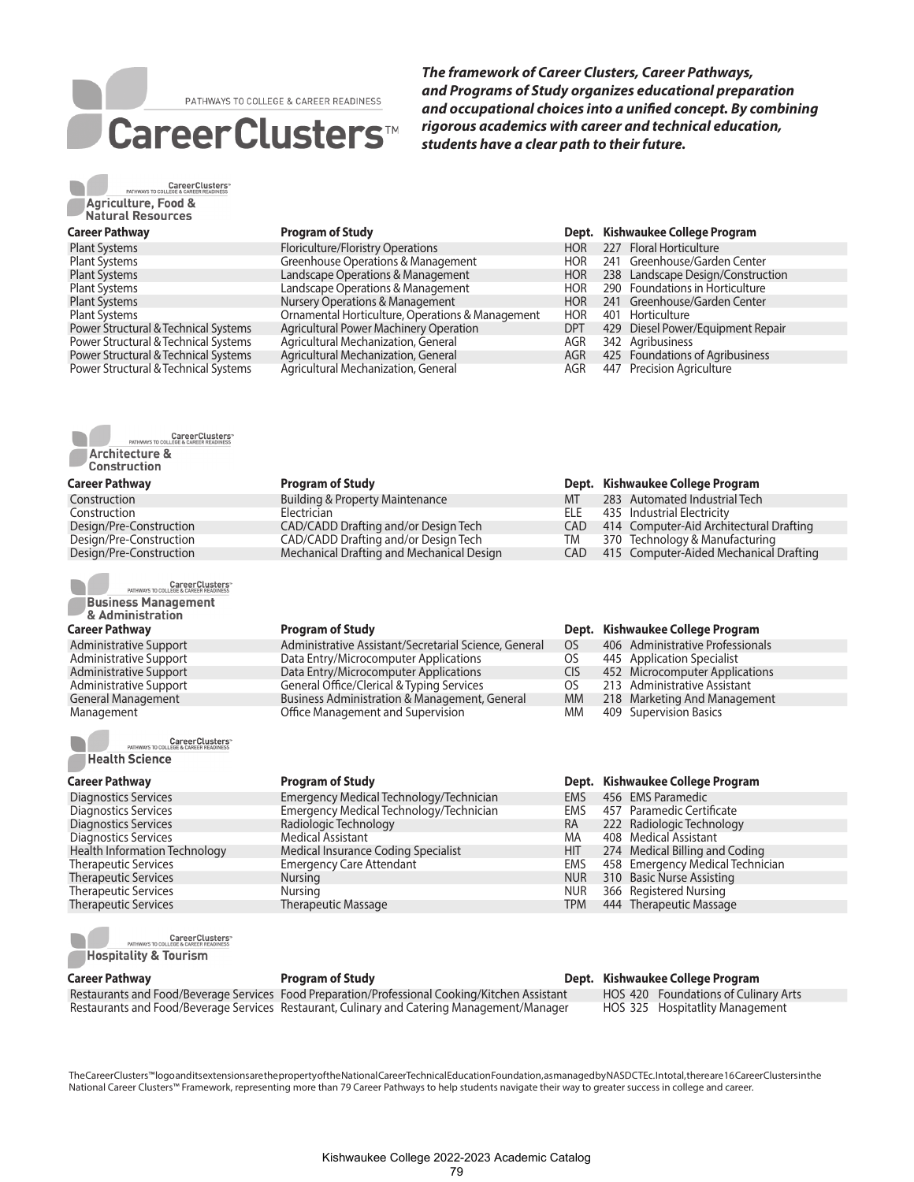# Career Clusters™

PATHWAYS TO COLLEGE & CAREER READINESS

***The framework of Career Clusters, Career Pathways, and Programs of Study organizes educational preparation and occupational choices into a unified concept. By combining rigorous academics with career and technical education, students have a clear path to their future.***

## Agriculture, Food & Natural Resources

| Career Pathway | Program of Study | Dept. | Kishwaukee College Program |
|---|---|---|---|
| Plant Systems | Floriculture/Floristry Operations | HOR | 227 Floral Horticulture |
| Plant Systems | Greenhouse Operations & Management | HOR | 241 Greenhouse/Garden Center |
| Plant Systems | Landscape Operations & Management | HOR | 238 Landscape Design/Construction |
| Plant Systems | Landscape Operations & Management | HOR | 290 Foundations in Horticulture |
| Plant Systems | Nursery Operations & Management | HOR | 241 Greenhouse/Garden Center |
| Plant Systems | Ornamental Horticulture, Operations & Management | HOR | 401 Horticulture |
| Power Structural & Technical Systems | Agricultural Power Machinery Operation | DPT | 429 Diesel Power/Equipment Repair |
| Power Structural & Technical Systems | Agricultural Mechanization, General | AGR | 342 Agribusiness |
| Power Structural & Technical Systems | Agricultural Mechanization, General | AGR | 425 Foundations of Agribusiness |
| Power Structural & Technical Systems | Agricultural Mechanization, General | AGR | 447 Precision Agriculture |

## Architecture & Construction

| Career Pathway | Program of Study | Dept. | Kishwaukee College Program |
|---|---|---|---|
| Construction | Building & Property Maintenance | MT | 283 Automated Industrial Tech |
| Construction | Electrician | ELE | 435 Industrial Electricity |
| Design/Pre-Construction | CAD/CADD Drafting and/or Design Tech | CAD | 414 Computer-Aid Architectural Drafting |
| Design/Pre-Construction | CAD/CADD Drafting and/or Design Tech | TM | 370 Technology & Manufacturing |
| Design/Pre-Construction | Mechanical Drafting and Mechanical Design | CAD | 415 Computer-Aided Mechanical Drafting |

## Business Management & Administration

| Career Pathway | Program of Study | Dept. | Kishwaukee College Program |
|---|---|---|---|
| Administrative Support | Administrative Assistant/Secretarial Science, General | OS | 406 Administrative Professionals |
| Administrative Support | Data Entry/Microcomputer Applications | OS | 445 Application Specialist |
| Administrative Support | Data Entry/Microcomputer Applications | CIS | 452 Microcomputer Applications |
| Administrative Support | General Office/Clerical & Typing Services | OS | 213 Administrative Assistant |
| General Management | Business Administration & Management, General | MM | 218 Marketing And Management |
| Management | Office Management and Supervision | MM | 409 Supervision Basics |

## Health Science

| Career Pathway | Program of Study | Dept. | Kishwaukee College Program |
|---|---|---|---|
| Diagnostics Services | Emergency Medical Technology/Technician | EMS | 456 EMS Paramedic |
| Diagnostics Services | Emergency Medical Technology/Technician | EMS | 457 Paramedic Certificate |
| Diagnostics Services | Radiologic Technology | RA | 222 Radiologic Technology |
| Diagnostics Services | Medical Assistant | MA | 408 Medical Assistant |
| Health Information Technology | Medical Insurance Coding Specialist | HIT | 274 Medical Billing and Coding |
| Therapeutic Services | Emergency Care Attendant | EMS | 458 Emergency Medical Technician |
| Therapeutic Services | Nursing | NUR | 310 Basic Nurse Assisting |
| Therapeutic Services | Nursing | NUR | 366 Registered Nursing |
| Therapeutic Services | Therapeutic Massage | TPM | 444 Therapeutic Massage |

## Hospitality & Tourism

| Career Pathway | Program of Study | Dept. Kishwaukee College Program |
|---|---|---|
| Restaurants and Food/Beverage Services | Food Preparation/Professional Cooking/Kitchen Assistant | HOS 420 Foundations of Culinary Arts |
| Restaurants and Food/Beverage Services | Restaurant, Culinary and Catering Management/Manager | HOS 325 Hospitatlity Management |

The CareerClusters™ logo and its extensions are the property of the National Career Technical Education Foundation, as managed by NASDCTEc. In total, there are 16 Career Clusters in the National Career Clusters™ Framework, representing more than 79 Career Pathways to help students navigate their way to greater success in college and career.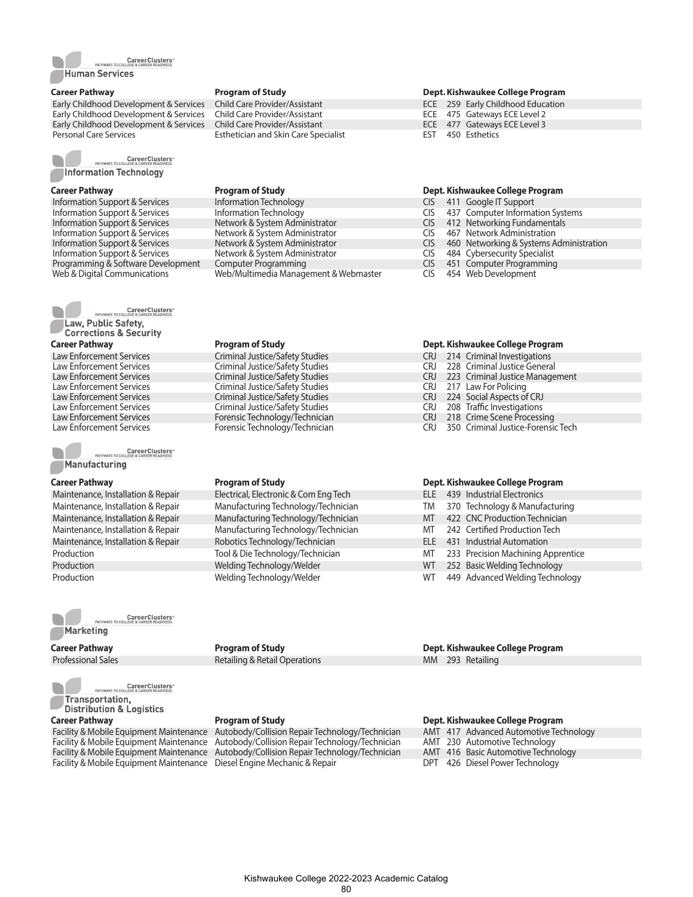## Human Services

| Career Pathway | Program of Study | Dept. | Kishwaukee College Program |
|---|---|---|---|
| Early Childhood Development & Services | Child Care Provider/Assistant | ECE | 259 Early Childhood Education |
| Early Childhood Development & Services | Child Care Provider/Assistant | ECE | 475 Gateways ECE Level 2 |
| Early Childhood Development & Services | Child Care Provider/Assistant | ECE | 477 Gateways ECE Level 3 |
| Personal Care Services | Esthetician and Skin Care Specialist | EST | 450 Esthetics |

## Information Technology

| Career Pathway | Program of Study | Dept. | Kishwaukee College Program |
|---|---|---|---|
| Information Support & Services | Information Technology | CIS | 411 Google IT Support |
| Information Support & Services | Information Technology | CIS | 437 Computer Information Systems |
| Information Support & Services | Network & System Administrator | CIS | 412 Networking Fundamentals |
| Information Support & Services | Network & System Administrator | CIS | 467 Network Administration |
| Information Support & Services | Network & System Administrator | CIS | 460 Networking & Systems Administration |
| Information Support & Services | Network & System Administrator | CIS | 484 Cybersecurity Specialist |
| Programming & Software Development | Computer Programming | CIS | 451 Computer Programming |
| Web & Digital Communications | Web/Multimedia Management & Webmaster | CIS | 454 Web Development |

## Law, Public Safety, Corrections & Security

| Career Pathway | Program of Study | Dept. | Kishwaukee College Program |
|---|---|---|---|
| Law Enforcement Services | Criminal Justice/Safety Studies | CRJ | 214 Criminal Investigations |
| Law Enforcement Services | Criminal Justice/Safety Studies | CRJ | 228 Criminal Justice General |
| Law Enforcement Services | Criminal Justice/Safety Studies | CRJ | 223 Criminal Justice Management |
| Law Enforcement Services | Criminal Justice/Safety Studies | CRJ | 217 Law For Policing |
| Law Enforcement Services | Criminal Justice/Safety Studies | CRJ | 224 Social Aspects of CRJ |
| Law Enforcement Services | Criminal Justice/Safety Studies | CRJ | 208 Traffic Investigations |
| Law Enforcement Services | Forensic Technology/Technician | CRJ | 218 Crime Scene Processing |
| Law Enforcement Services | Forensic Technology/Technician | CRJ | 350 Criminal Justice-Forensic Tech |

## Manufacturing

| Career Pathway | Program of Study | Dept. | Kishwaukee College Program |
|---|---|---|---|
| Maintenance, Installation & Repair | Electrical, Electronic & Com Eng Tech | ELE | 439 Industrial Electronics |
| Maintenance, Installation & Repair | Manufacturing Technology/Technician | TM | 370 Technology & Manufacturing |
| Maintenance, Installation & Repair | Manufacturing Technology/Technician | MT | 422 CNC Production Technician |
| Maintenance, Installation & Repair | Manufacturing Technology/Technician | MT | 242 Certified Production Tech |
| Maintenance, Installation & Repair | Robotics Technology/Technician | ELE | 431 Industrial Automation |
| Production | Tool & Die Technology/Technician | MT | 233 Precision Machining Apprentice |
| Production | Welding Technology/Welder | WT | 252 Basic Welding Technology |
| Production | Welding Technology/Welder | WT | 449 Advanced Welding Technology |

## Marketing

| Career Pathway | Program of Study | Dept. | Kishwaukee College Program |
|---|---|---|---|
| Professional Sales | Retailing & Retail Operations | MM | 293 Retailing |

## Transportation, Distribution & Logistics

| Career Pathway | Program of Study | Dept. | Kishwaukee College Program |
|---|---|---|---|
| Facility & Mobile Equipment Maintenance | Autobody/Collision Repair Technology/Technician | AMT | 417 Advanced Automotive Technology |
| Facility & Mobile Equipment Maintenance | Autobody/Collision Repair Technology/Technician | AMT | 230 Automotive Technology |
| Facility & Mobile Equipment Maintenance | Autobody/Collision Repair Technology/Technician | AMT | 416 Basic Automotive Technology |
| Facility & Mobile Equipment Maintenance | Diesel Engine Mechanic & Repair | DPT | 426 Diesel Power Technology |